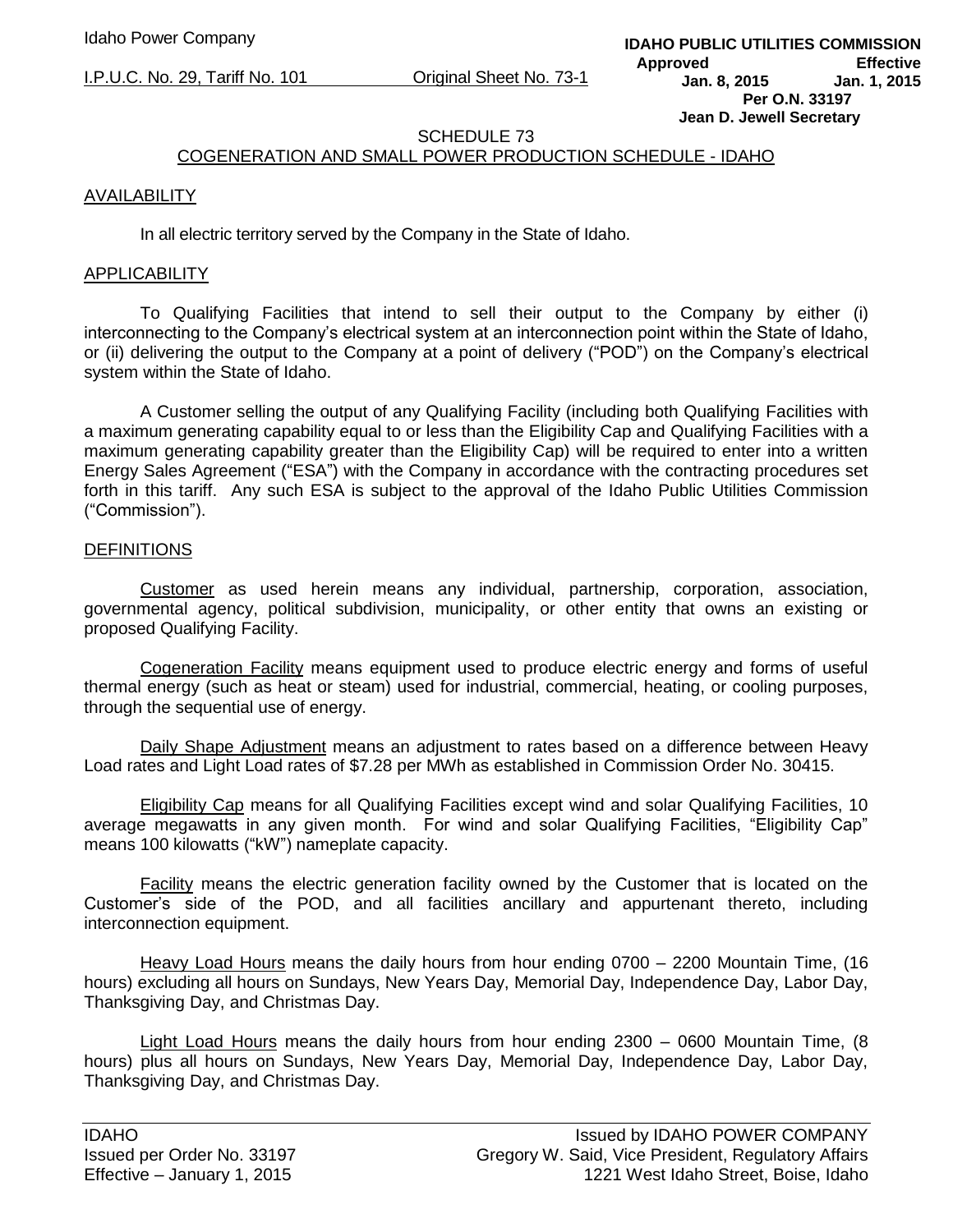## SCHEDULE 73
## COGENERATION AND SMALL POWER PRODUCTION SCHEDULE - IDAHO

### AVAILABILITY

In all electric territory served by the Company in the State of Idaho.

### APPLICABILITY

To Qualifying Facilities that intend to sell their output to the Company by either (i) interconnecting to the Company's electrical system at an interconnection point within the State of Idaho, or (ii) delivering the output to the Company at a point of delivery ("POD") on the Company's electrical system within the State of Idaho.

A Customer selling the output of any Qualifying Facility (including both Qualifying Facilities with a maximum generating capability equal to or less than the Eligibility Cap and Qualifying Facilities with a maximum generating capability greater than the Eligibility Cap) will be required to enter into a written Energy Sales Agreement ("ESA") with the Company in accordance with the contracting procedures set forth in this tariff. Any such ESA is subject to the approval of the Idaho Public Utilities Commission ("Commission").

### DEFINITIONS

Customer as used herein means any individual, partnership, corporation, association, governmental agency, political subdivision, municipality, or other entity that owns an existing or proposed Qualifying Facility.

Cogeneration Facility means equipment used to produce electric energy and forms of useful thermal energy (such as heat or steam) used for industrial, commercial, heating, or cooling purposes, through the sequential use of energy.

Daily Shape Adjustment means an adjustment to rates based on a difference between Heavy Load rates and Light Load rates of $7.28 per MWh as established in Commission Order No. 30415.

Eligibility Cap means for all Qualifying Facilities except wind and solar Qualifying Facilities, 10 average megawatts in any given month. For wind and solar Qualifying Facilities, "Eligibility Cap" means 100 kilowatts ("kW") nameplate capacity.

Facility means the electric generation facility owned by the Customer that is located on the Customer's side of the POD, and all facilities ancillary and appurtenant thereto, including interconnection equipment.

Heavy Load Hours means the daily hours from hour ending 0700 – 2200 Mountain Time, (16 hours) excluding all hours on Sundays, New Years Day, Memorial Day, Independence Day, Labor Day, Thanksgiving Day, and Christmas Day.

Light Load Hours means the daily hours from hour ending 2300 – 0600 Mountain Time, (8 hours) plus all hours on Sundays, New Years Day, Memorial Day, Independence Day, Labor Day, Thanksgiving Day, and Christmas Day.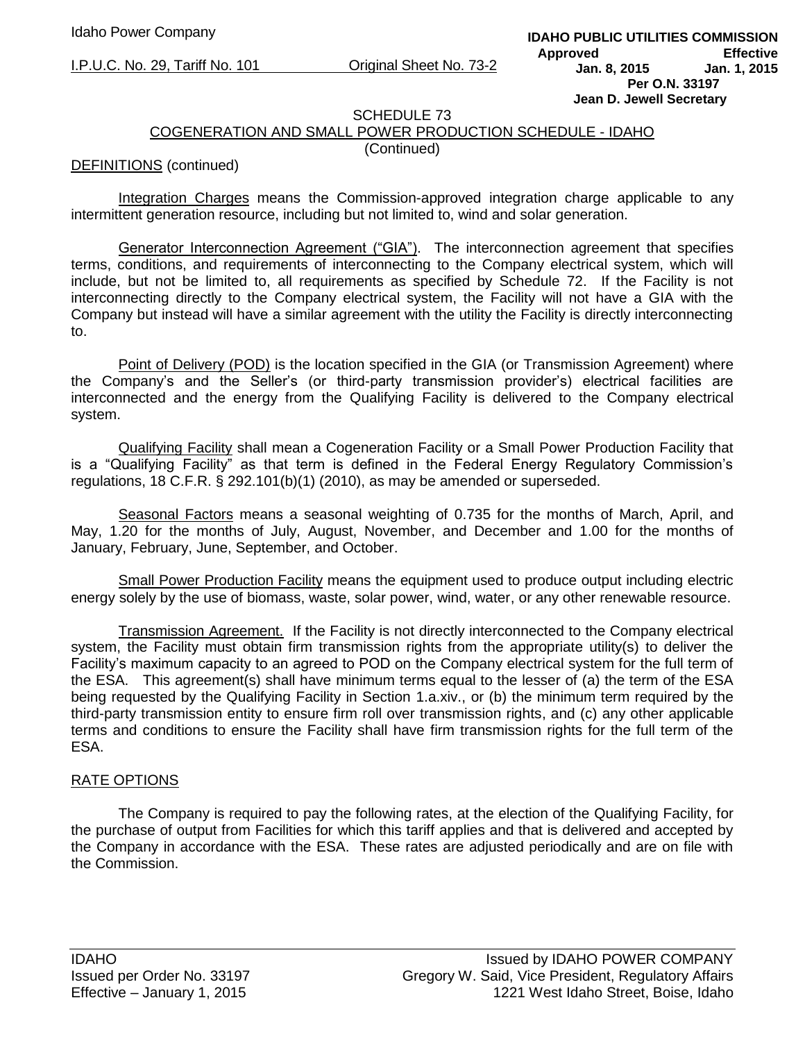SCHEDULE 73
COGENERATION AND SMALL POWER PRODUCTION SCHEDULE - IDAHO
(Continued)

DEFINITIONS (continued)

Integration Charges means the Commission-approved integration charge applicable to any intermittent generation resource, including but not limited to, wind and solar generation.

Generator Interconnection Agreement ("GIA"). The interconnection agreement that specifies terms, conditions, and requirements of interconnecting to the Company electrical system, which will include, but not be limited to, all requirements as specified by Schedule 72. If the Facility is not interconnecting directly to the Company electrical system, the Facility will not have a GIA with the Company but instead will have a similar agreement with the utility the Facility is directly interconnecting to.

Point of Delivery (POD) is the location specified in the GIA (or Transmission Agreement) where the Company's and the Seller's (or third-party transmission provider's) electrical facilities are interconnected and the energy from the Qualifying Facility is delivered to the Company electrical system.

Qualifying Facility shall mean a Cogeneration Facility or a Small Power Production Facility that is a "Qualifying Facility" as that term is defined in the Federal Energy Regulatory Commission's regulations, 18 C.F.R. § 292.101(b)(1) (2010), as may be amended or superseded.

Seasonal Factors means a seasonal weighting of 0.735 for the months of March, April, and May, 1.20 for the months of July, August, November, and December and 1.00 for the months of January, February, June, September, and October.

Small Power Production Facility means the equipment used to produce output including electric energy solely by the use of biomass, waste, solar power, wind, water, or any other renewable resource.

Transmission Agreement. If the Facility is not directly interconnected to the Company electrical system, the Facility must obtain firm transmission rights from the appropriate utility(s) to deliver the Facility's maximum capacity to an agreed to POD on the Company electrical system for the full term of the ESA. This agreement(s) shall have minimum terms equal to the lesser of (a) the term of the ESA being requested by the Qualifying Facility in Section 1.a.xiv., or (b) the minimum term required by the third-party transmission entity to ensure firm roll over transmission rights, and (c) any other applicable terms and conditions to ensure the Facility shall have firm transmission rights for the full term of the ESA.

RATE OPTIONS

The Company is required to pay the following rates, at the election of the Qualifying Facility, for the purchase of output from Facilities for which this tariff applies and that is delivered and accepted by the Company in accordance with the ESA. These rates are adjusted periodically and are on file with the Commission.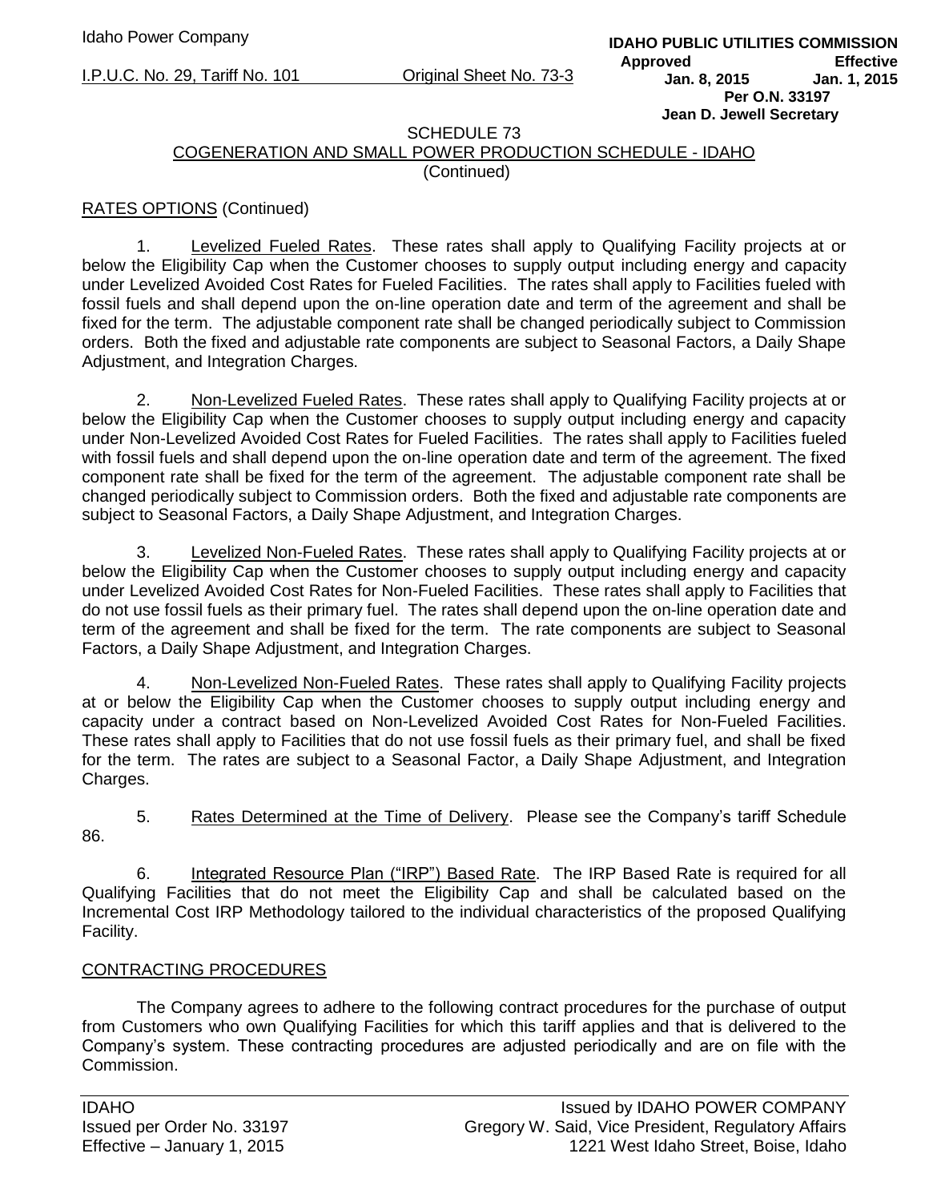SCHEDULE 73

COGENERATION AND SMALL POWER PRODUCTION SCHEDULE - IDAHO

(Continued)

RATES OPTIONS (Continued)

1. Levelized Fueled Rates. These rates shall apply to Qualifying Facility projects at or below the Eligibility Cap when the Customer chooses to supply output including energy and capacity under Levelized Avoided Cost Rates for Fueled Facilities. The rates shall apply to Facilities fueled with fossil fuels and shall depend upon the on-line operation date and term of the agreement and shall be fixed for the term. The adjustable component rate shall be changed periodically subject to Commission orders. Both the fixed and adjustable rate components are subject to Seasonal Factors, a Daily Shape Adjustment, and Integration Charges.

2. Non-Levelized Fueled Rates. These rates shall apply to Qualifying Facility projects at or below the Eligibility Cap when the Customer chooses to supply output including energy and capacity under Non-Levelized Avoided Cost Rates for Fueled Facilities. The rates shall apply to Facilities fueled with fossil fuels and shall depend upon the on-line operation date and term of the agreement. The fixed component rate shall be fixed for the term of the agreement. The adjustable component rate shall be changed periodically subject to Commission orders. Both the fixed and adjustable rate components are subject to Seasonal Factors, a Daily Shape Adjustment, and Integration Charges.

3. Levelized Non-Fueled Rates. These rates shall apply to Qualifying Facility projects at or below the Eligibility Cap when the Customer chooses to supply output including energy and capacity under Levelized Avoided Cost Rates for Non-Fueled Facilities. These rates shall apply to Facilities that do not use fossil fuels as their primary fuel. The rates shall depend upon the on-line operation date and term of the agreement and shall be fixed for the term. The rate components are subject to Seasonal Factors, a Daily Shape Adjustment, and Integration Charges.

4. Non-Levelized Non-Fueled Rates. These rates shall apply to Qualifying Facility projects at or below the Eligibility Cap when the Customer chooses to supply output including energy and capacity under a contract based on Non-Levelized Avoided Cost Rates for Non-Fueled Facilities. These rates shall apply to Facilities that do not use fossil fuels as their primary fuel, and shall be fixed for the term. The rates are subject to a Seasonal Factor, a Daily Shape Adjustment, and Integration Charges.

5. Rates Determined at the Time of Delivery. Please see the Company's tariff Schedule 86.

6. Integrated Resource Plan ("IRP") Based Rate. The IRP Based Rate is required for all Qualifying Facilities that do not meet the Eligibility Cap and shall be calculated based on the Incremental Cost IRP Methodology tailored to the individual characteristics of the proposed Qualifying Facility.

CONTRACTING PROCEDURES

The Company agrees to adhere to the following contract procedures for the purchase of output from Customers who own Qualifying Facilities for which this tariff applies and that is delivered to the Company's system. These contracting procedures are adjusted periodically and are on file with the Commission.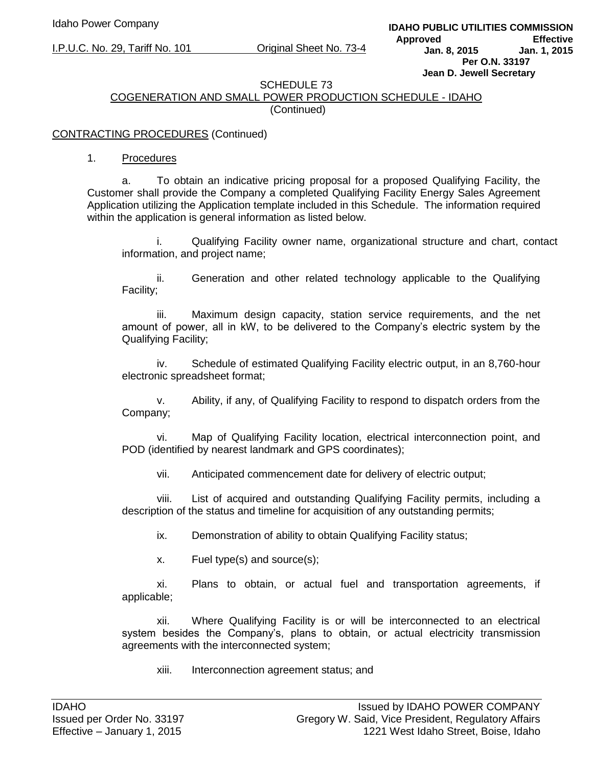SCHEDULE 73
COGENERATION AND SMALL POWER PRODUCTION SCHEDULE - IDAHO
(Continued)

CONTRACTING PROCEDURES (Continued)

1. Procedures

a. To obtain an indicative pricing proposal for a proposed Qualifying Facility, the Customer shall provide the Company a completed Qualifying Facility Energy Sales Agreement Application utilizing the Application template included in this Schedule. The information required within the application is general information as listed below.

i. Qualifying Facility owner name, organizational structure and chart, contact information, and project name;

ii. Generation and other related technology applicable to the Qualifying Facility;

iii. Maximum design capacity, station service requirements, and the net amount of power, all in kW, to be delivered to the Company's electric system by the Qualifying Facility;

iv. Schedule of estimated Qualifying Facility electric output, in an 8,760-hour electronic spreadsheet format;

v. Ability, if any, of Qualifying Facility to respond to dispatch orders from the Company;

vi. Map of Qualifying Facility location, electrical interconnection point, and POD (identified by nearest landmark and GPS coordinates);

vii. Anticipated commencement date for delivery of electric output;

viii. List of acquired and outstanding Qualifying Facility permits, including a description of the status and timeline for acquisition of any outstanding permits;

ix. Demonstration of ability to obtain Qualifying Facility status;

x. Fuel type(s) and source(s);

xi. Plans to obtain, or actual fuel and transportation agreements, if applicable;

xii. Where Qualifying Facility is or will be interconnected to an electrical system besides the Company's, plans to obtain, or actual electricity transmission agreements with the interconnected system;

xiii. Interconnection agreement status; and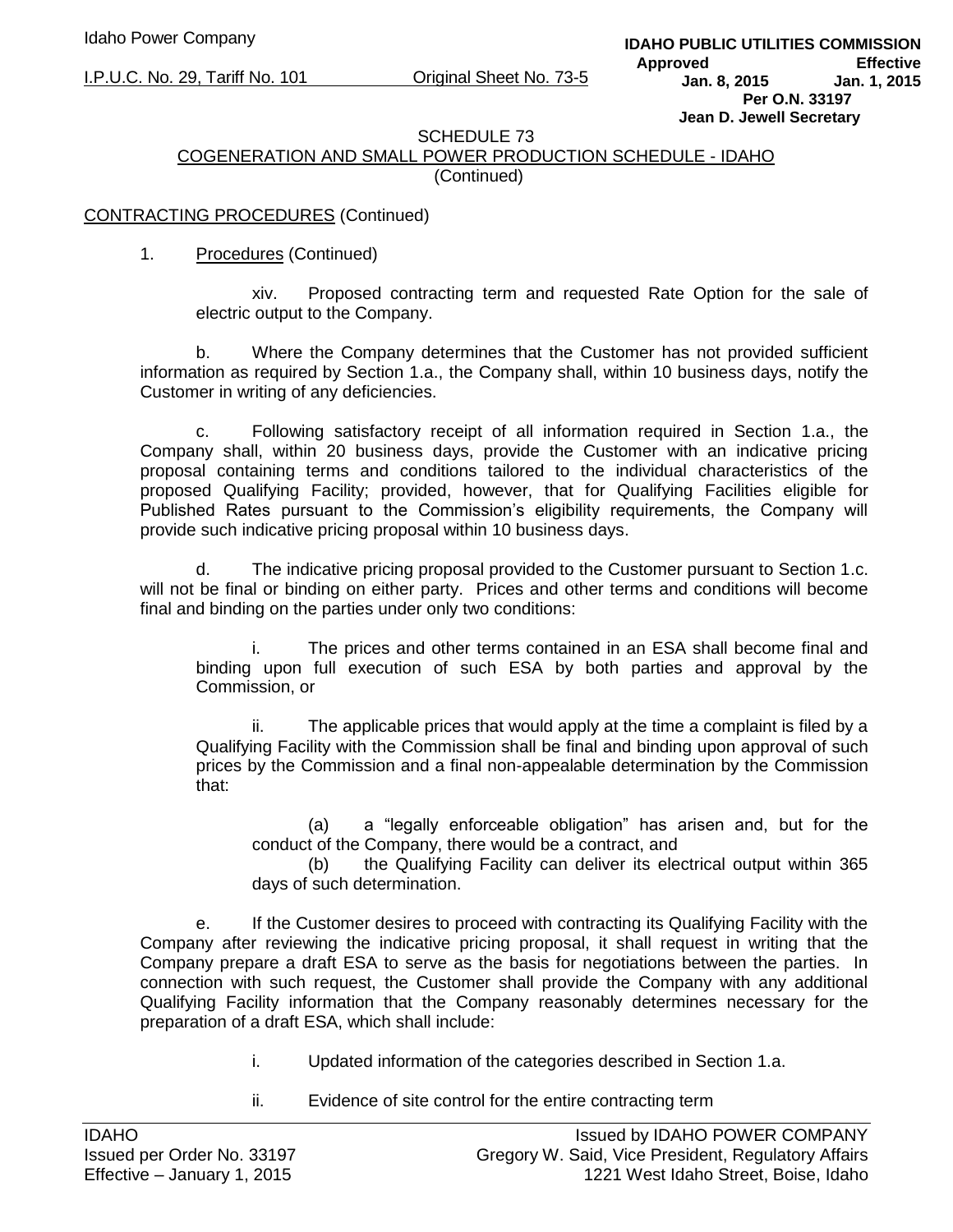SCHEDULE 73
COGENERATION AND SMALL POWER PRODUCTION SCHEDULE - IDAHO
(Continued)

CONTRACTING PROCEDURES (Continued)

1. Procedures (Continued)

xiv. Proposed contracting term and requested Rate Option for the sale of electric output to the Company.

b. Where the Company determines that the Customer has not provided sufficient information as required by Section 1.a., the Company shall, within 10 business days, notify the Customer in writing of any deficiencies.

c. Following satisfactory receipt of all information required in Section 1.a., the Company shall, within 20 business days, provide the Customer with an indicative pricing proposal containing terms and conditions tailored to the individual characteristics of the proposed Qualifying Facility; provided, however, that for Qualifying Facilities eligible for Published Rates pursuant to the Commission's eligibility requirements, the Company will provide such indicative pricing proposal within 10 business days.

d. The indicative pricing proposal provided to the Customer pursuant to Section 1.c. will not be final or binding on either party. Prices and other terms and conditions will become final and binding on the parties under only two conditions:

i. The prices and other terms contained in an ESA shall become final and binding upon full execution of such ESA by both parties and approval by the Commission, or

ii. The applicable prices that would apply at the time a complaint is filed by a Qualifying Facility with the Commission shall be final and binding upon approval of such prices by the Commission and a final non-appealable determination by the Commission that:

(a) a "legally enforceable obligation" has arisen and, but for the conduct of the Company, there would be a contract, and

(b) the Qualifying Facility can deliver its electrical output within 365 days of such determination.

e. If the Customer desires to proceed with contracting its Qualifying Facility with the Company after reviewing the indicative pricing proposal, it shall request in writing that the Company prepare a draft ESA to serve as the basis for negotiations between the parties. In connection with such request, the Customer shall provide the Company with any additional Qualifying Facility information that the Company reasonably determines necessary for the preparation of a draft ESA, which shall include:

i. Updated information of the categories described in Section 1.a.

ii. Evidence of site control for the entire contracting term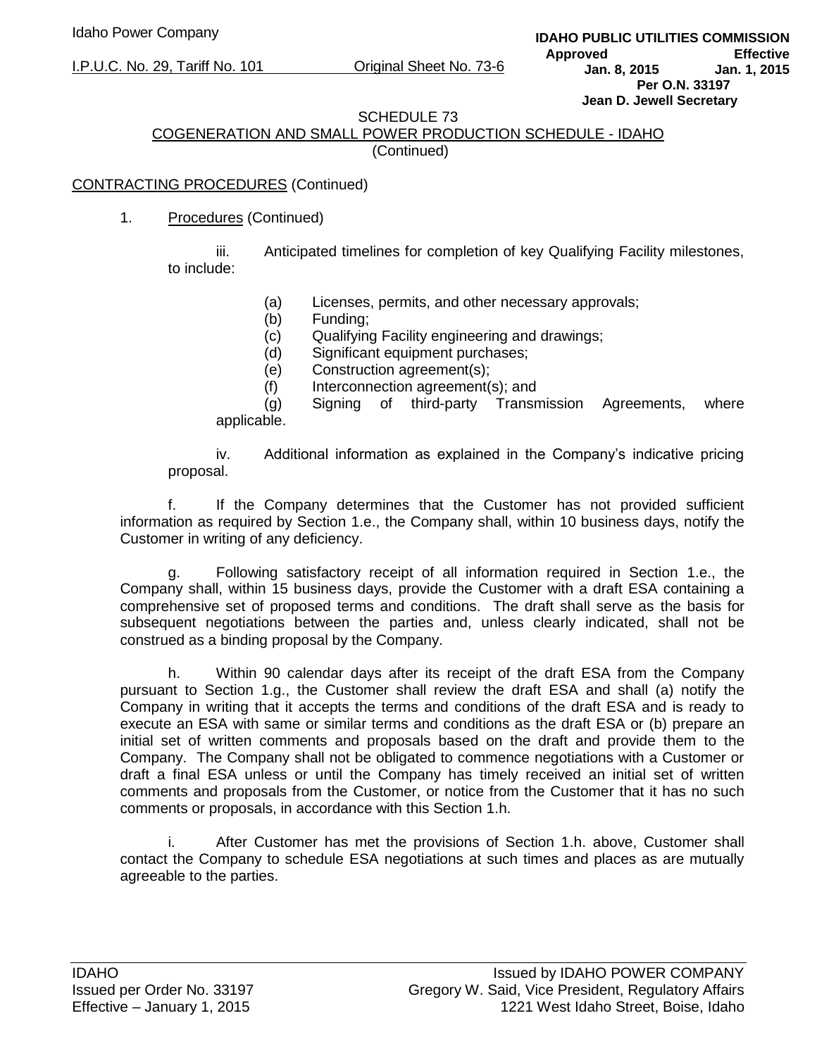SCHEDULE 73
COGENERATION AND SMALL POWER PRODUCTION SCHEDULE - IDAHO
(Continued)

CONTRACTING PROCEDURES (Continued)

1. Procedures (Continued)

iii. Anticipated timelines for completion of key Qualifying Facility milestones, to include:

(a) Licenses, permits, and other necessary approvals;
(b) Funding;
(c) Qualifying Facility engineering and drawings;
(d) Significant equipment purchases;
(e) Construction agreement(s);
(f) Interconnection agreement(s); and
(g) Signing of third-party Transmission Agreements, where applicable.

iv. Additional information as explained in the Company's indicative pricing proposal.

f. If the Company determines that the Customer has not provided sufficient information as required by Section 1.e., the Company shall, within 10 business days, notify the Customer in writing of any deficiency.

g. Following satisfactory receipt of all information required in Section 1.e., the Company shall, within 15 business days, provide the Customer with a draft ESA containing a comprehensive set of proposed terms and conditions. The draft shall serve as the basis for subsequent negotiations between the parties and, unless clearly indicated, shall not be construed as a binding proposal by the Company.

h. Within 90 calendar days after its receipt of the draft ESA from the Company pursuant to Section 1.g., the Customer shall review the draft ESA and shall (a) notify the Company in writing that it accepts the terms and conditions of the draft ESA and is ready to execute an ESA with same or similar terms and conditions as the draft ESA or (b) prepare an initial set of written comments and proposals based on the draft and provide them to the Company. The Company shall not be obligated to commence negotiations with a Customer or draft a final ESA unless or until the Company has timely received an initial set of written comments and proposals from the Customer, or notice from the Customer that it has no such comments or proposals, in accordance with this Section 1.h.

i. After Customer has met the provisions of Section 1.h. above, Customer shall contact the Company to schedule ESA negotiations at such times and places as are mutually agreeable to the parties.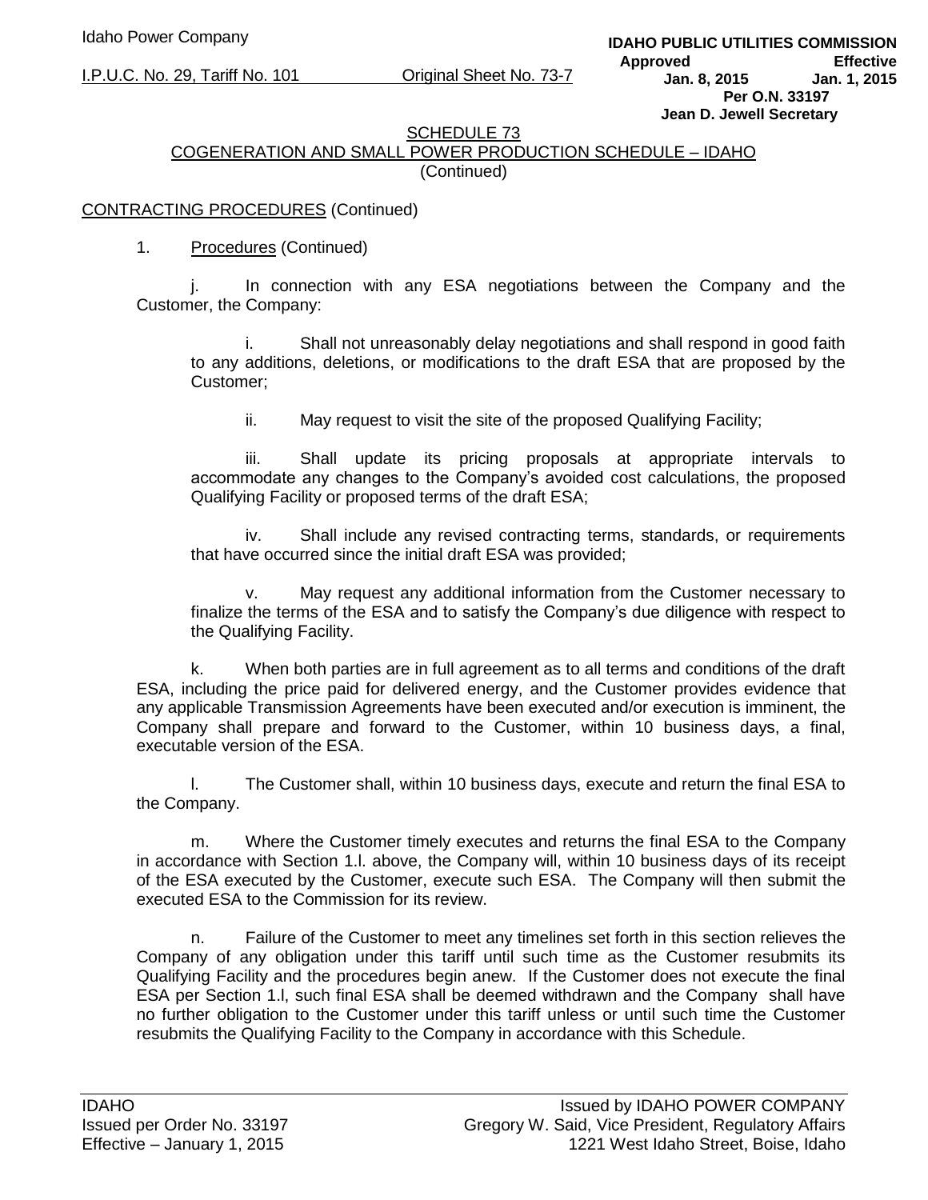SCHEDULE 73

COGENERATION AND SMALL POWER PRODUCTION SCHEDULE – IDAHO

(Continued)

CONTRACTING PROCEDURES (Continued)

1. Procedures (Continued)

j. In connection with any ESA negotiations between the Company and the Customer, the Company:

i. Shall not unreasonably delay negotiations and shall respond in good faith to any additions, deletions, or modifications to the draft ESA that are proposed by the Customer;

ii. May request to visit the site of the proposed Qualifying Facility;

iii. Shall update its pricing proposals at appropriate intervals to accommodate any changes to the Company's avoided cost calculations, the proposed Qualifying Facility or proposed terms of the draft ESA;

iv. Shall include any revised contracting terms, standards, or requirements that have occurred since the initial draft ESA was provided;

v. May request any additional information from the Customer necessary to finalize the terms of the ESA and to satisfy the Company's due diligence with respect to the Qualifying Facility.

k. When both parties are in full agreement as to all terms and conditions of the draft ESA, including the price paid for delivered energy, and the Customer provides evidence that any applicable Transmission Agreements have been executed and/or execution is imminent, the Company shall prepare and forward to the Customer, within 10 business days, a final, executable version of the ESA.

l. The Customer shall, within 10 business days, execute and return the final ESA to the Company.

m. Where the Customer timely executes and returns the final ESA to the Company in accordance with Section 1.l. above, the Company will, within 10 business days of its receipt of the ESA executed by the Customer, execute such ESA. The Company will then submit the executed ESA to the Commission for its review.

n. Failure of the Customer to meet any timelines set forth in this section relieves the Company of any obligation under this tariff until such time as the Customer resubmits its Qualifying Facility and the procedures begin anew. If the Customer does not execute the final ESA per Section 1.l, such final ESA shall be deemed withdrawn and the Company shall have no further obligation to the Customer under this tariff unless or until such time the Customer resubmits the Qualifying Facility to the Company in accordance with this Schedule.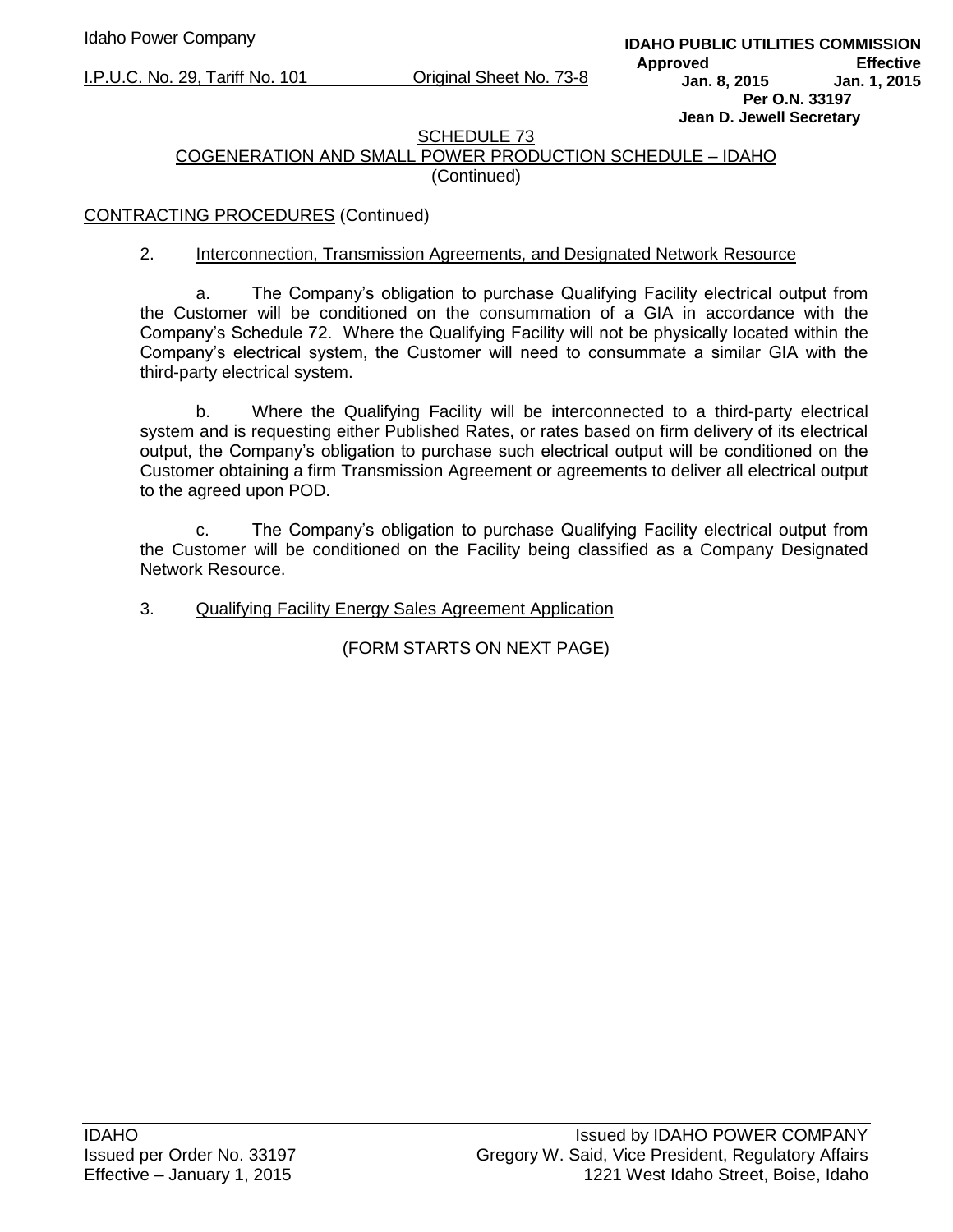SCHEDULE 73
COGENERATION AND SMALL POWER PRODUCTION SCHEDULE – IDAHO
(Continued)

CONTRACTING PROCEDURES (Continued)

2. Interconnection, Transmission Agreements, and Designated Network Resource

a. The Company's obligation to purchase Qualifying Facility electrical output from the Customer will be conditioned on the consummation of a GIA in accordance with the Company's Schedule 72. Where the Qualifying Facility will not be physically located within the Company's electrical system, the Customer will need to consummate a similar GIA with the third-party electrical system.

b. Where the Qualifying Facility will be interconnected to a third-party electrical system and is requesting either Published Rates, or rates based on firm delivery of its electrical output, the Company's obligation to purchase such electrical output will be conditioned on the Customer obtaining a firm Transmission Agreement or agreements to deliver all electrical output to the agreed upon POD.

c. The Company's obligation to purchase Qualifying Facility electrical output from the Customer will be conditioned on the Facility being classified as a Company Designated Network Resource.

3. Qualifying Facility Energy Sales Agreement Application

(FORM STARTS ON NEXT PAGE)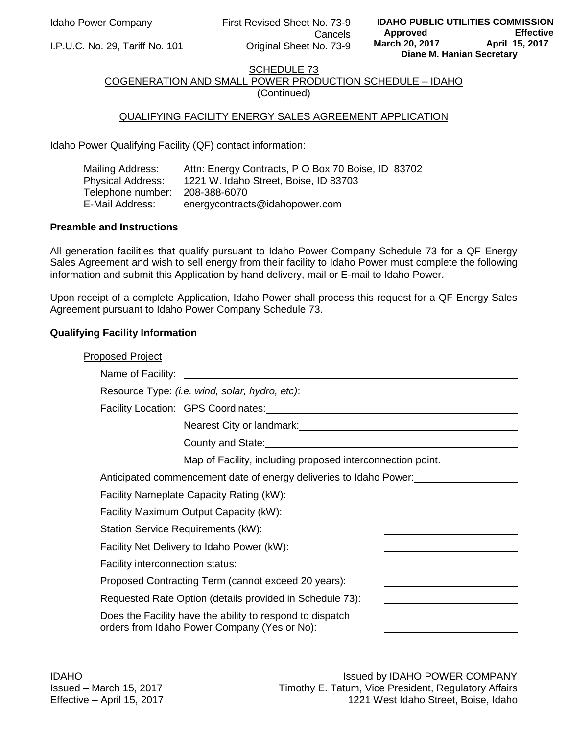SCHEDULE 73
COGENERATION AND SMALL POWER PRODUCTION SCHEDULE – IDAHO
(Continued)

QUALIFYING FACILITY ENERGY SALES AGREEMENT APPLICATION

Idaho Power Qualifying Facility (QF) contact information:

Mailing Address: Attn: Energy Contracts, P O Box 70 Boise, ID 83702
Physical Address: 1221 W. Idaho Street, Boise, ID 83703
Telephone number: 208-388-6070
E-Mail Address: energycontracts@idahopower.com

**Preamble and Instructions**

All generation facilities that qualify pursuant to Idaho Power Company Schedule 73 for a QF Energy Sales Agreement and wish to sell energy from their facility to Idaho Power must complete the following information and submit this Application by hand delivery, mail or E-mail to Idaho Power.

Upon receipt of a complete Application, Idaho Power shall process this request for a QF Energy Sales Agreement pursuant to Idaho Power Company Schedule 73.

**Qualifying Facility Information**

Proposed Project

Name of Facility: ______________________________

Resource Type: *(i.e. wind, solar, hydro, etc)*: ______________________________

Facility Location: GPS Coordinates: ______________________________

Nearest City or landmark: ______________________________

County and State: ______________________________

Map of Facility, including proposed interconnection point.

Anticipated commencement date of energy deliveries to Idaho Power: ______________

Facility Nameplate Capacity Rating (kW): ______________

Facility Maximum Output Capacity (kW): ______________

Station Service Requirements (kW): ______________

Facility Net Delivery to Idaho Power (kW): ______________

Facility interconnection status: ______________

Proposed Contracting Term (cannot exceed 20 years): ______________

Requested Rate Option (details provided in Schedule 73): ______________

Does the Facility have the ability to respond to dispatch orders from Idaho Power Company (Yes or No): ______________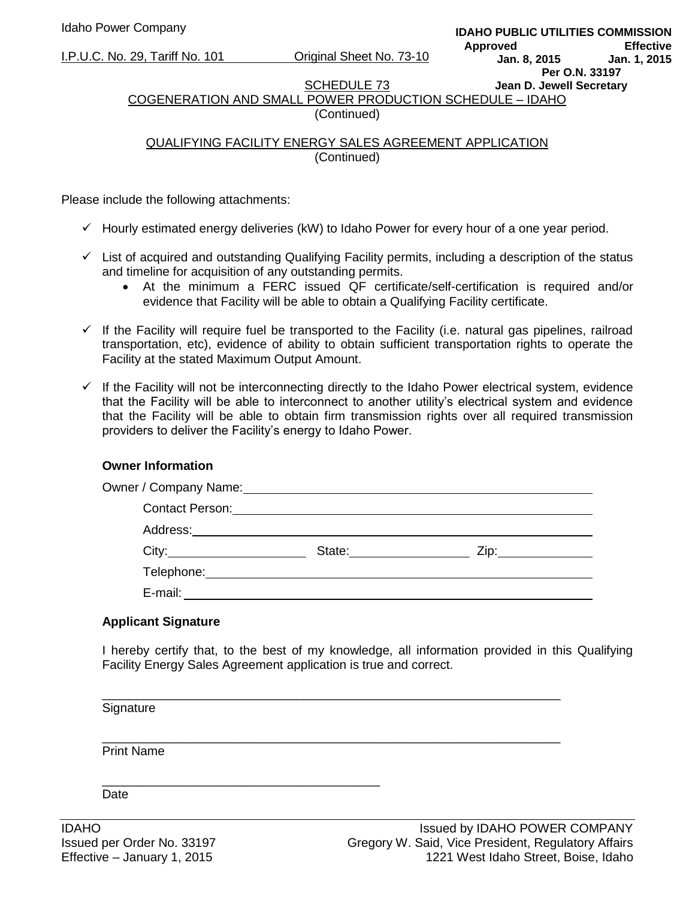SCHEDULE 73
COGENERATION AND SMALL POWER PRODUCTION SCHEDULE – IDAHO
(Continued)

QUALIFYING FACILITY ENERGY SALES AGREEMENT APPLICATION
(Continued)

Please include the following attachments:

- ✓ Hourly estimated energy deliveries (kW) to Idaho Power for every hour of a one year period.
- ✓ List of acquired and outstanding Qualifying Facility permits, including a description of the status and timeline for acquisition of any outstanding permits.
  - At the minimum a FERC issued QF certificate/self-certification is required and/or evidence that Facility will be able to obtain a Qualifying Facility certificate.
- ✓ If the Facility will require fuel be transported to the Facility (i.e. natural gas pipelines, railroad transportation, etc), evidence of ability to obtain sufficient transportation rights to operate the Facility at the stated Maximum Output Amount.
- ✓ If the Facility will not be interconnecting directly to the Idaho Power electrical system, evidence that the Facility will be able to interconnect to another utility's electrical system and evidence that the Facility will be able to obtain firm transmission rights over all required transmission providers to deliver the Facility's energy to Idaho Power.

**Owner Information**

Owner / Company Name: ______________________________

Contact Person: ______________________________

Address: ______________________________

City: ______________ State: ______________ Zip: ______________

Telephone: ______________________________

E-mail: ______________________________

**Applicant Signature**

I hereby certify that, to the best of my knowledge, all information provided in this Qualifying Facility Energy Sales Agreement application is true and correct.

______________________________
Signature

______________________________
Print Name

______________________________
Date